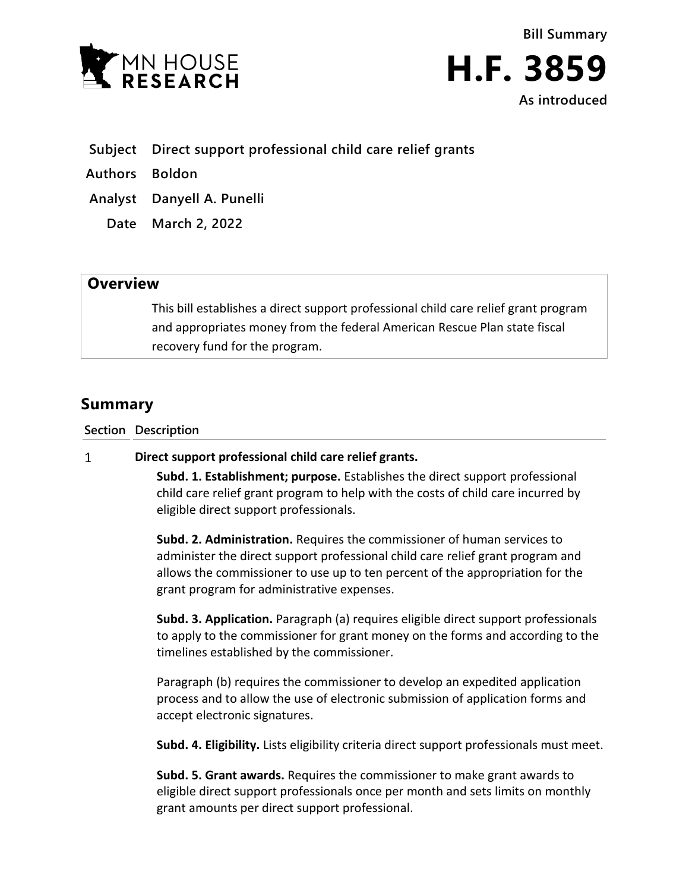**Bill Summary**

# H.F. 3859

**As introduced**

| | |
|---|---|
| **Subject** | **Direct support professional child care relief grants** |
| **Authors** | **Boldon** |
| **Analyst** | **Danyell A. Punelli** |
| **Date** | **March 2, 2022** |

## Overview

This bill establishes a direct support professional child care relief grant program and appropriates money from the federal American Rescue Plan state fiscal recovery fund for the program.

## Summary

| Section | Description |
|---|---|
| 1 | **Direct support professional child care relief grants.** |

**Subd. 1. Establishment; purpose.** Establishes the direct support professional child care relief grant program to help with the costs of child care incurred by eligible direct support professionals.

**Subd. 2. Administration.** Requires the commissioner of human services to administer the direct support professional child care relief grant program and allows the commissioner to use up to ten percent of the appropriation for the grant program for administrative expenses.

**Subd. 3. Application.** Paragraph (a) requires eligible direct support professionals to apply to the commissioner for grant money on the forms and according to the timelines established by the commissioner.

Paragraph (b) requires the commissioner to develop an expedited application process and to allow the use of electronic submission of application forms and accept electronic signatures.

**Subd. 4. Eligibility.** Lists eligibility criteria direct support professionals must meet.

**Subd. 5. Grant awards.** Requires the commissioner to make grant awards to eligible direct support professionals once per month and sets limits on monthly grant amounts per direct support professional.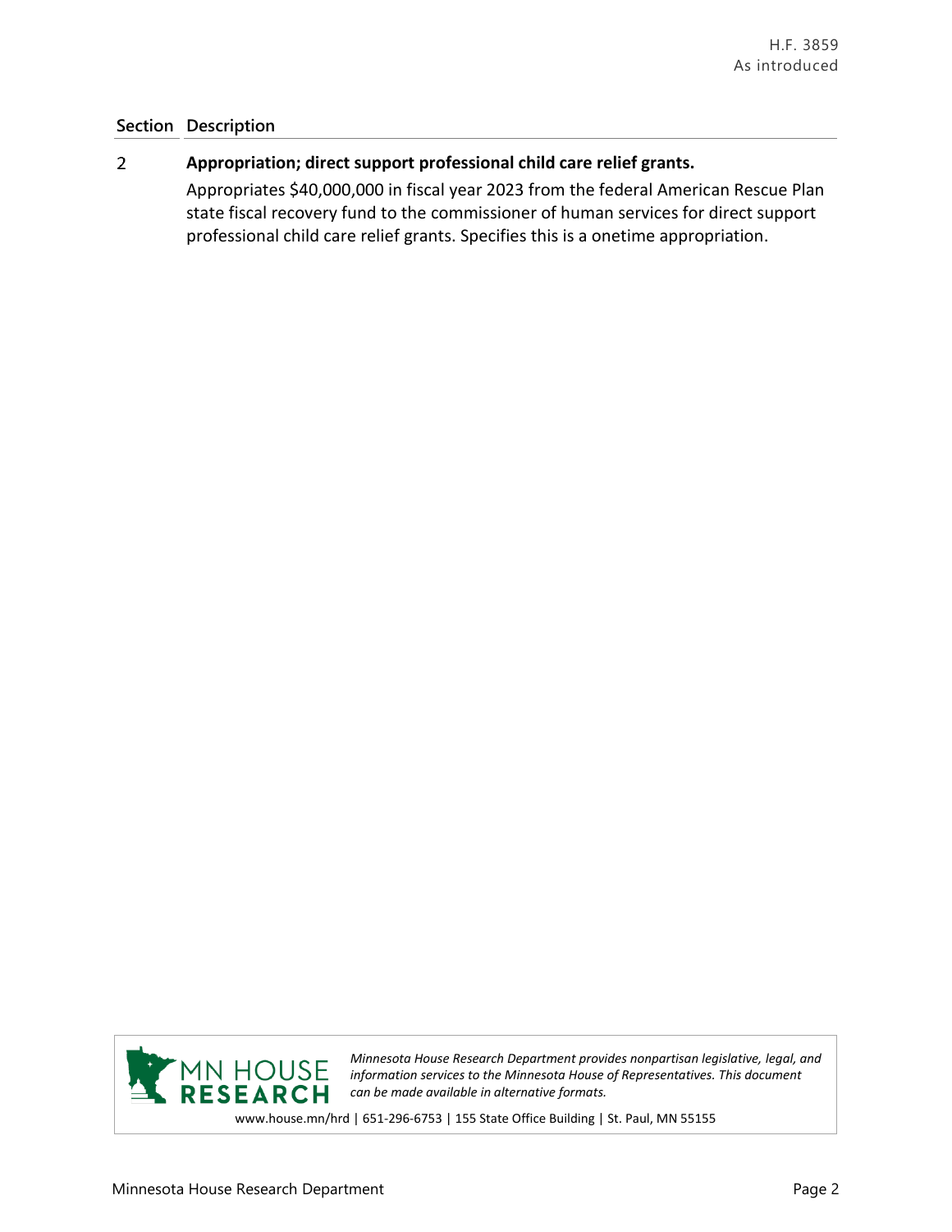| Section | Description |
|---|---|
| 2 | **Appropriation; direct support professional child care relief grants.** Appropriates $40,000,000 in fiscal year 2023 from the federal American Rescue Plan state fiscal recovery fund to the commissioner of human services for direct support professional child care relief grants. Specifies this is a onetime appropriation. |

*Minnesota House Research Department provides nonpartisan legislative, legal, and information services to the Minnesota House of Representatives. This document can be made available in alternative formats.*

www.house.mn/hrd | 651-296-6753 | 155 State Office Building | St. Paul, MN 55155